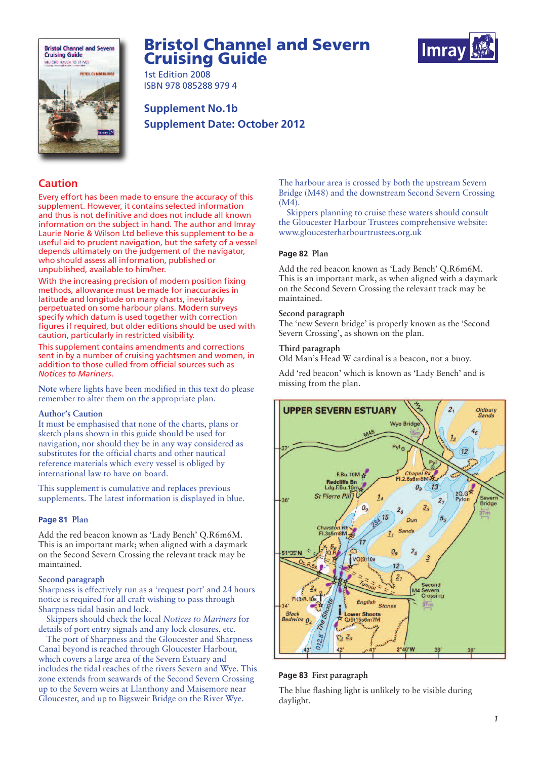# Bristol Channel and Severn Cruising Guide

1st Edition 2008
ISBN 978 085288 979 4

**Supplement No.1b**
**Supplement Date: October 2012**

## Caution

Every effort has been made to ensure the accuracy of this supplement. However, it contains selected information and thus is not definitive and does not include all known information on the subject in hand. The author and Imray Laurie Norie & Wilson Ltd believe this supplement to be a useful aid to prudent navigation, but the safety of a vessel depends ultimately on the judgement of the navigator, who should assess all information, published or unpublished, available to him/her.

With the increasing precision of modern position fixing methods, allowance must be made for inaccuracies in latitude and longitude on many charts, inevitably perpetuated on some harbour plans. Modern surveys specify which datum is used together with correction figures if required, but older editions should be used with caution, particularly in restricted visibility.

This supplement contains amendments and corrections sent in by a number of cruising yachtsmen and women, in addition to those culled from official sources such as *Notices to Mariners*.

**Note** where lights have been modified in this text do please remember to alter them on the appropriate plan.

**Author's Caution**
It must be emphasised that none of the charts, plans or sketch plans shown in this guide should be used for navigation, nor should they be in any way considered as substitutes for the official charts and other nautical reference materials which every vessel is obliged by international law to have on board.

This supplement is cumulative and replaces previous supplements. The latest information is displayed in blue.

**Page 81** Plan

Add the red beacon known as 'Lady Bench' Q.R6m6M. This is an important mark; when aligned with a daymark on the Second Severn Crossing the relevant track may be maintained.

**Second paragraph**
Sharpness is effectively run as a 'request port' and 24 hours notice is required for all craft wishing to pass through Sharpness tidal basin and lock.
  Skippers should check the local *Notices to Mariners* for details of port entry signals and any lock closures, etc.
  The port of Sharpness and the Gloucester and Sharpness Canal beyond is reached through Gloucester Harbour, which covers a large area of the Severn Estuary and includes the tidal reaches of the rivers Severn and Wye. This zone extends from seawards of the Second Severn Crossing up to the Severn weirs at Llanthony and Maisemore near Gloucester, and up to Bigsweir Bridge on the River Wye.

The harbour area is crossed by both the upstream Severn Bridge (M48) and the downstream Second Severn Crossing (M4).
  Skippers planning to cruise these waters should consult the Gloucester Harbour Trustees comprehensive website: www.gloucesterharbourtrustees.org.uk

**Page 82** Plan

Add the red beacon known as 'Lady Bench' Q.R6m6M. This is an important mark, as when aligned with a daymark on the Second Severn Crossing the relevant track may be maintained.

**Second paragraph**
The 'new Severn bridge' is properly known as the 'Second Severn Crossing', as shown on the plan.

**Third paragraph**
Old Man's Head W cardinal is a beacon, not a buoy.

Add 'red beacon' which is known as 'Lady Bench' and is missing from the plan.

**Page 83** First paragraph

The blue flashing light is unlikely to be visible during daylight.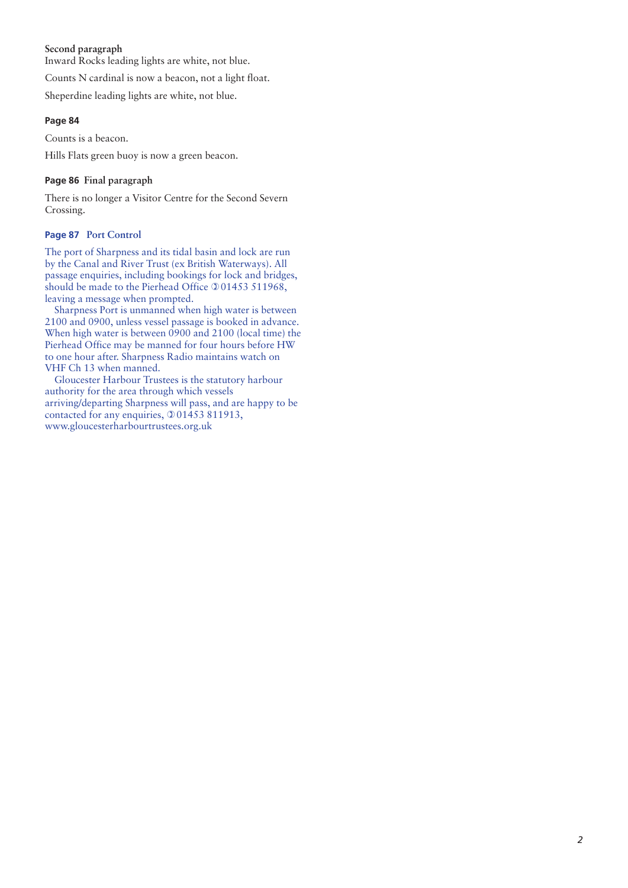**Second paragraph**

Inward Rocks leading lights are white, not blue.

Counts N cardinal is now a beacon, not a light float.

Sheperdine leading lights are white, not blue.

**Page 84**

Counts is a beacon.

Hills Flats green buoy is now a green beacon.

**Page 86 Final paragraph**

There is no longer a Visitor Centre for the Second Severn Crossing.

**Page 87 Port Control**

The port of Sharpness and its tidal basin and lock are run by the Canal and River Trust (ex British Waterways). All passage enquiries, including bookings for lock and bridges, should be made to the Pierhead Office ✆ 01453 511968, leaving a message when prompted.

Sharpness Port is unmanned when high water is between 2100 and 0900, unless vessel passage is booked in advance. When high water is between 0900 and 2100 (local time) the Pierhead Office may be manned for four hours before HW to one hour after. Sharpness Radio maintains watch on VHF Ch 13 when manned.

Gloucester Harbour Trustees is the statutory harbour authority for the area through which vessels arriving/departing Sharpness will pass, and are happy to be contacted for any enquiries, ✆ 01453 811913, www.gloucesterharbourtrustees.org.uk